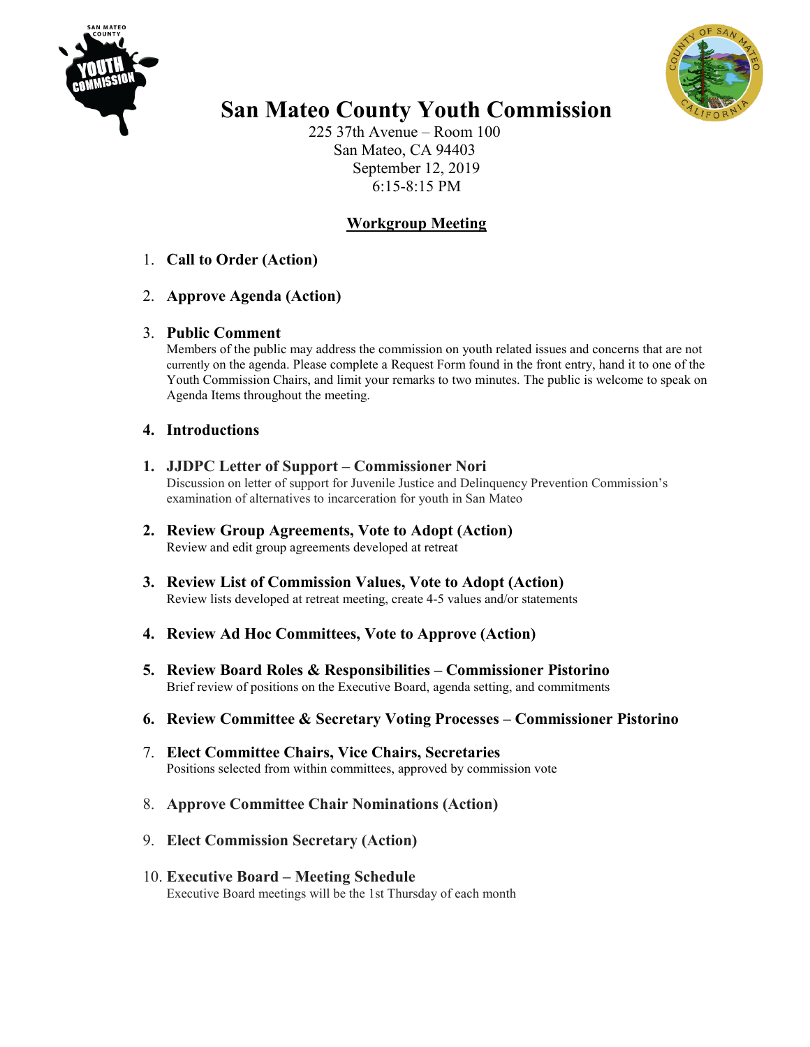# San Mateo County Youth Commission

225 37th Avenue – Room 100
San Mateo, CA 94403
September 12, 2019
6:15-8:15 PM

## Workgroup Meeting

1. **Call to Order (Action)**

2. **Approve Agenda (Action)**

3. **Public Comment**
   Members of the public may address the commission on youth related issues and concerns that are not currently on the agenda. Please complete a Request Form found in the front entry, hand it to one of the Youth Commission Chairs, and limit your remarks to two minutes. The public is welcome to speak on Agenda Items throughout the meeting.

4. **Introductions**

1. **JJDPC Letter of Support – Commissioner Nori**
   Discussion on letter of support for Juvenile Justice and Delinquency Prevention Commission's examination of alternatives to incarceration for youth in San Mateo

2. **Review Group Agreements, Vote to Adopt (Action)**
   Review and edit group agreements developed at retreat

3. **Review List of Commission Values, Vote to Adopt (Action)**
   Review lists developed at retreat meeting, create 4-5 values and/or statements

4. **Review Ad Hoc Committees, Vote to Approve (Action)**

5. **Review Board Roles & Responsibilities – Commissioner Pistorino**
   Brief review of positions on the Executive Board, agenda setting, and commitments

6. **Review Committee & Secretary Voting Processes – Commissioner Pistorino**

7. **Elect Committee Chairs, Vice Chairs, Secretaries**
   Positions selected from within committees, approved by commission vote

8. **Approve Committee Chair Nominations (Action)**

9. **Elect Commission Secretary (Action)**

10. **Executive Board – Meeting Schedule**
    Executive Board meetings will be the 1st Thursday of each month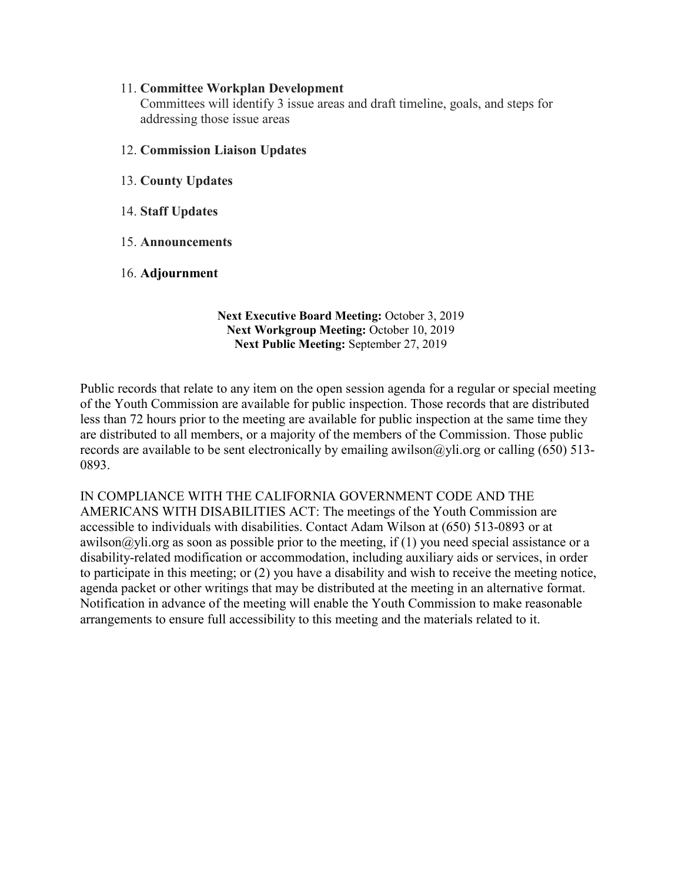11. **Committee Workplan Development**
    Committees will identify 3 issue areas and draft timeline, goals, and steps for addressing those issue areas

12. **Commission Liaison Updates**

13. **County Updates**

14. **Staff Updates**

15. **Announcements**

16. **Adjournment**

**Next Executive Board Meeting:** October 3, 2019
**Next Workgroup Meeting:** October 10, 2019
**Next Public Meeting:** September 27, 2019

Public records that relate to any item on the open session agenda for a regular or special meeting of the Youth Commission are available for public inspection. Those records that are distributed less than 72 hours prior to the meeting are available for public inspection at the same time they are distributed to all members, or a majority of the members of the Commission. Those public records are available to be sent electronically by emailing awilson@yli.org or calling (650) 513-0893.

IN COMPLIANCE WITH THE CALIFORNIA GOVERNMENT CODE AND THE AMERICANS WITH DISABILITIES ACT: The meetings of the Youth Commission are accessible to individuals with disabilities. Contact Adam Wilson at (650) 513-0893 or at awilson@yli.org as soon as possible prior to the meeting, if (1) you need special assistance or a disability-related modification or accommodation, including auxiliary aids or services, in order to participate in this meeting; or (2) you have a disability and wish to receive the meeting notice, agenda packet or other writings that may be distributed at the meeting in an alternative format. Notification in advance of the meeting will enable the Youth Commission to make reasonable arrangements to ensure full accessibility to this meeting and the materials related to it.